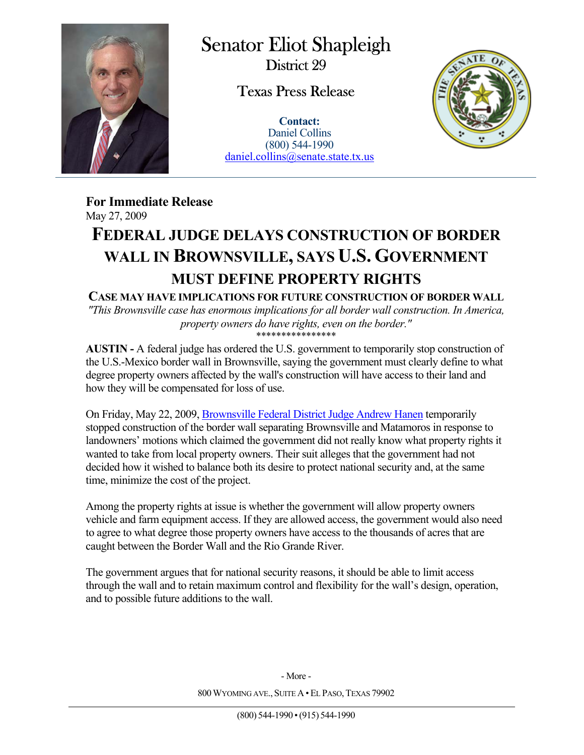# Senator Eliot Shapleigh

District 29

Texas Press Release

**Contact:**
Daniel Collins
(800) 544-1990
daniel.collins@senate.state.tx.us

**For Immediate Release**
May 27, 2009

## FEDERAL JUDGE DELAYS CONSTRUCTION OF BORDER WALL IN BROWNSVILLE, SAYS U.S. GOVERNMENT MUST DEFINE PROPERTY RIGHTS

### CASE MAY HAVE IMPLICATIONS FOR FUTURE CONSTRUCTION OF BORDER WALL

*"This Brownsville case has enormous implications for all border wall construction. In America, property owners do have rights, even on the border."*

****************

**AUSTIN -** A federal judge has ordered the U.S. government to temporarily stop construction of the U.S.-Mexico border wall in Brownsville, saying the government must clearly define to what degree property owners affected by the wall's construction will have access to their land and how they will be compensated for loss of use.

On Friday, May 22, 2009, Brownsville Federal District Judge Andrew Hanen temporarily stopped construction of the border wall separating Brownsville and Matamoros in response to landowners' motions which claimed the government did not really know what property rights it wanted to take from local property owners. Their suit alleges that the government had not decided how it wished to balance both its desire to protect national security and, at the same time, minimize the cost of the project.

Among the property rights at issue is whether the government will allow property owners vehicle and farm equipment access. If they are allowed access, the government would also need to agree to what degree those property owners have access to the thousands of acres that are caught between the Border Wall and the Rio Grande River.

The government argues that for national security reasons, it should be able to limit access through the wall and to retain maximum control and flexibility for the wall's design, operation, and to possible future additions to the wall.

- More -

800 WYOMING AVE., SUITE A • EL PASO, TEXAS 79902

(800) 544-1990 • (915) 544-1990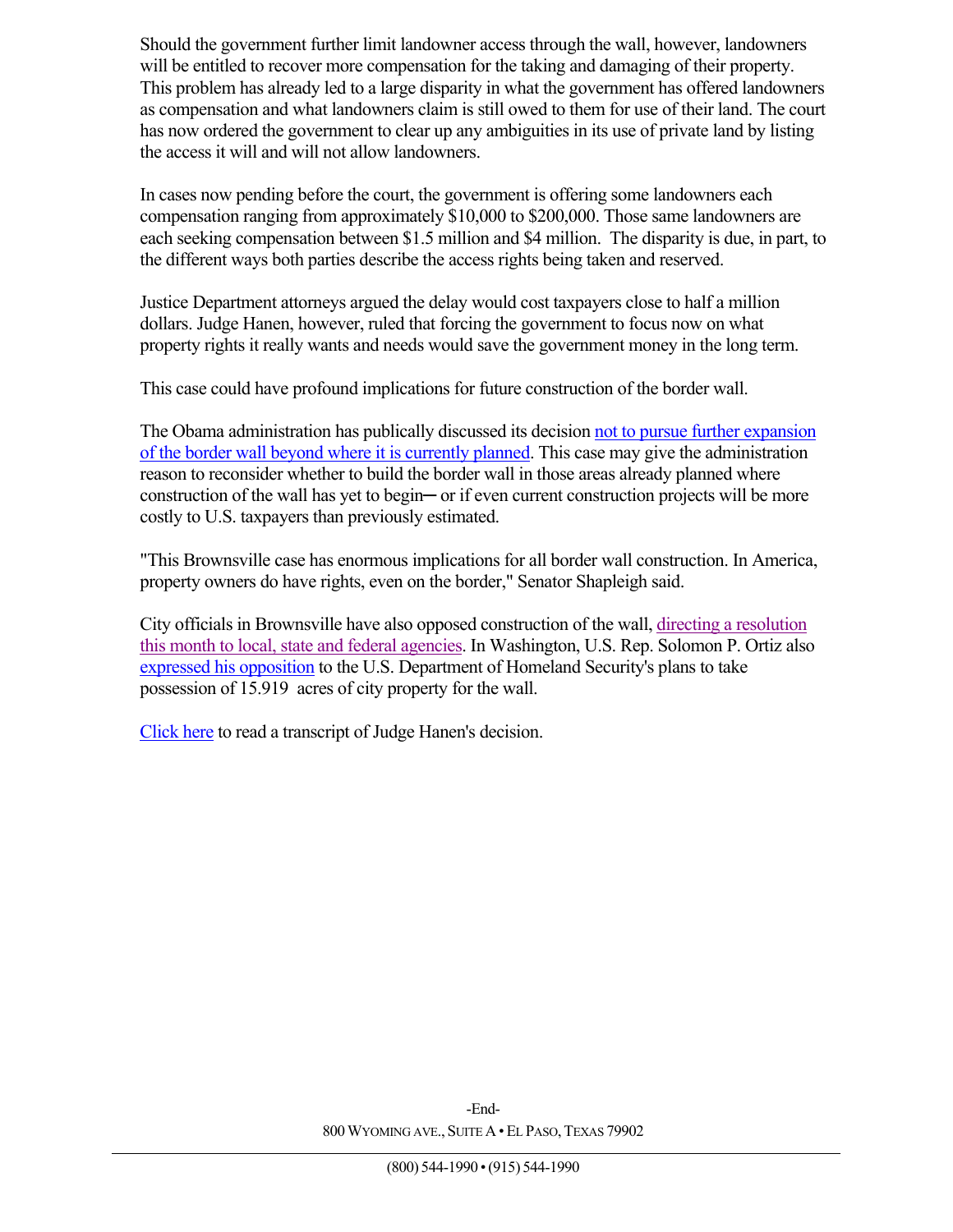Should the government further limit landowner access through the wall, however, landowners will be entitled to recover more compensation for the taking and damaging of their property. This problem has already led to a large disparity in what the government has offered landowners as compensation and what landowners claim is still owed to them for use of their land. The court has now ordered the government to clear up any ambiguities in its use of private land by listing the access it will and will not allow landowners.

In cases now pending before the court, the government is offering some landowners each compensation ranging from approximately $10,000 to $200,000. Those same landowners are each seeking compensation between $1.5 million and $4 million. The disparity is due, in part, to the different ways both parties describe the access rights being taken and reserved.

Justice Department attorneys argued the delay would cost taxpayers close to half a million dollars. Judge Hanen, however, ruled that forcing the government to focus now on what property rights it really wants and needs would save the government money in the long term.

This case could have profound implications for future construction of the border wall.

The Obama administration has publically discussed its decision not to pursue further expansion of the border wall beyond where it is currently planned. This case may give the administration reason to reconsider whether to build the border wall in those areas already planned where construction of the wall has yet to begin— or if even current construction projects will be more costly to U.S. taxpayers than previously estimated.

"This Brownsville case has enormous implications for all border wall construction. In America, property owners do have rights, even on the border," Senator Shapleigh said.

City officials in Brownsville have also opposed construction of the wall, directing a resolution this month to local, state and federal agencies. In Washington, U.S. Rep. Solomon P. Ortiz also expressed his opposition to the U.S. Department of Homeland Security's plans to take possession of 15.919 acres of city property for the wall.

Click here to read a transcript of Judge Hanen's decision.

-End-

800 Wyoming Ave., Suite A • El Paso, Texas 79902

(800) 544-1990 • (915) 544-1990